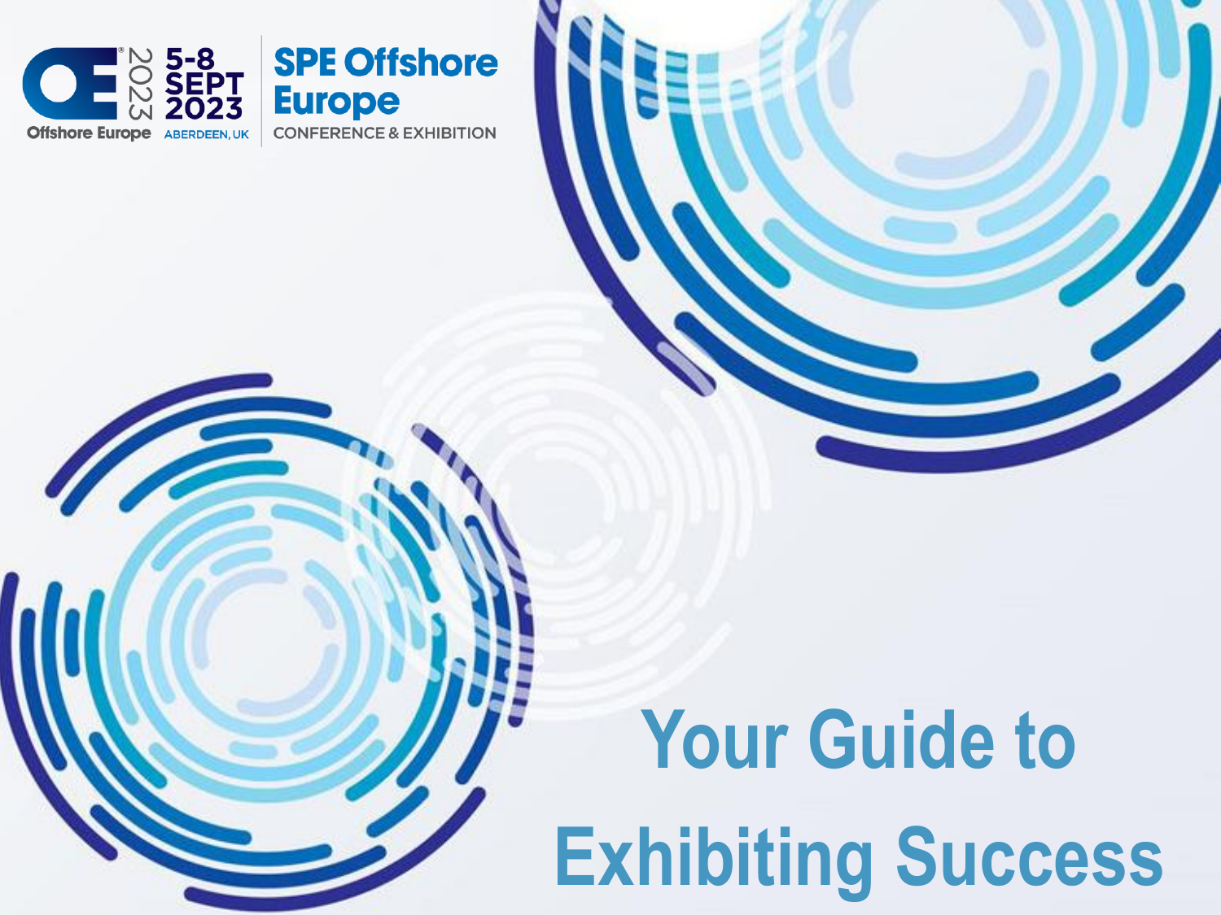Offshore Europe 2023

5-8 SEPT 2023

ABERDEEN, UK

SPE Offshore Europe

CONFERENCE & EXHIBITION

# Your Guide to Exhibiting Success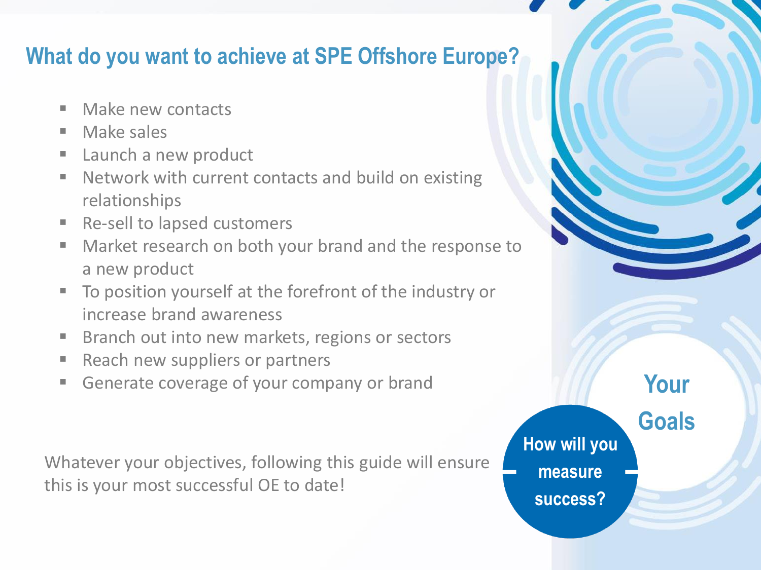## What do you want to achieve at SPE Offshore Europe?

- Make new contacts
- Make sales
- Launch a new product
- Network with current contacts and build on existing relationships
- Re-sell to lapsed customers
- Market research on both your brand and the response to a new product
- To position yourself at the forefront of the industry or increase brand awareness
- Branch out into new markets, regions or sectors
- Reach new suppliers or partners
- Generate coverage of your company or brand

Whatever your objectives, following this guide will ensure this is your most successful OE to date!

**Your Goals**

**How will you measure success?**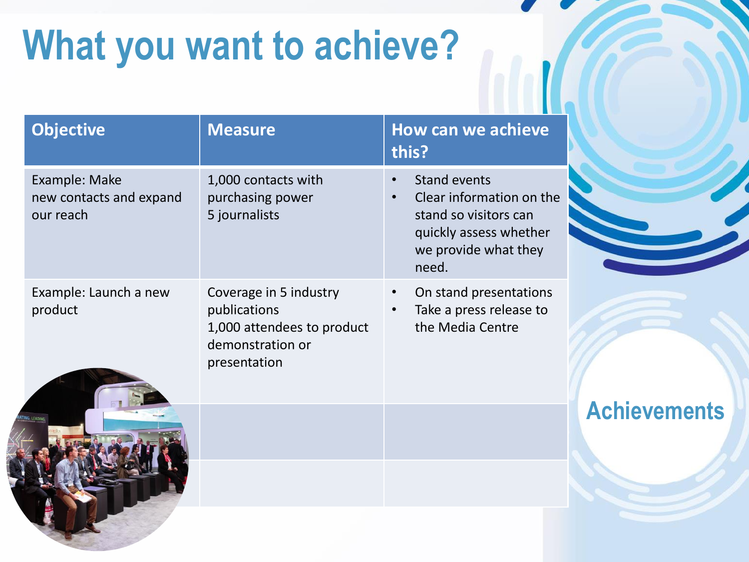# What you want to achieve?

| Objective | Measure | How can we achieve this? |
| --- | --- | --- |
| Example: Make new contacts and expand our reach | 1,000 contacts with purchasing power<br>5 journalists | • Stand events<br>• Clear information on the stand so visitors can quickly assess whether we provide what they need. |
| Example: Launch a new product | Coverage in 5 industry publications<br>1,000 attendees to product demonstration or presentation | • On stand presentations<br>• Take a press release to the Media Centre |
| | | |
| | | |

Achievements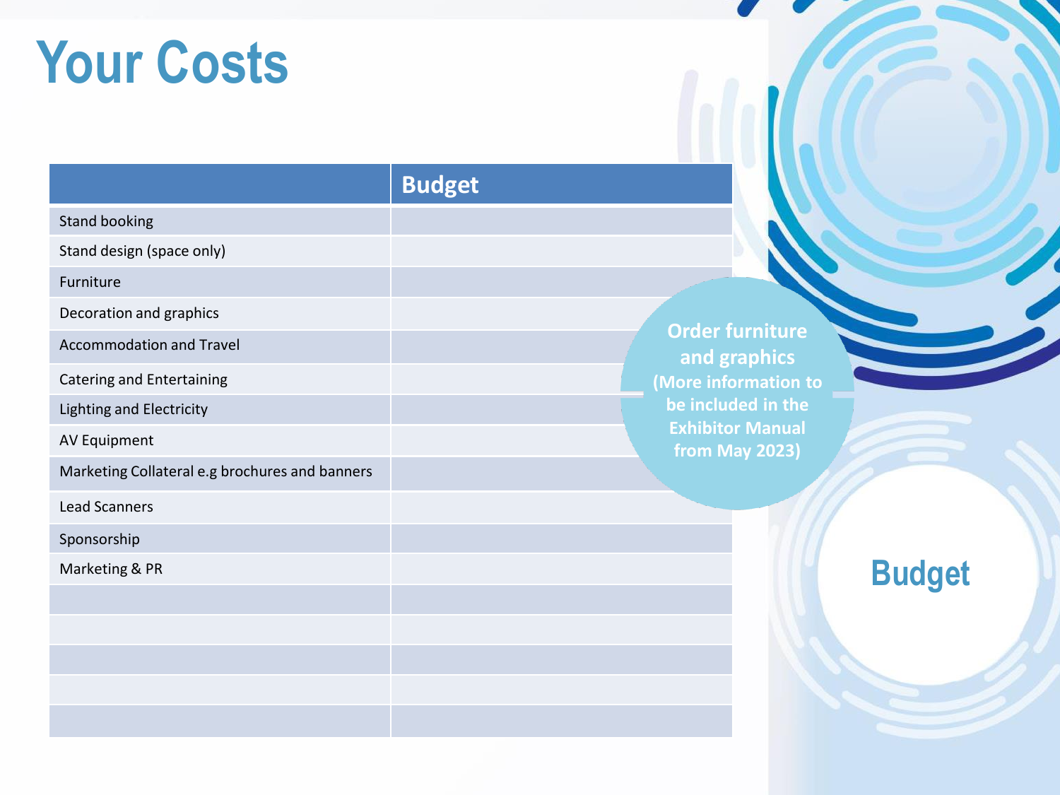# Your Costs

| | Budget |
|---|---|
| Stand booking | |
| Stand design (space only) | |
| Furniture | |
| Decoration and graphics | |
| Accommodation and Travel | |
| Catering and Entertaining | |
| Lighting and Electricity | |
| AV Equipment | |
| Marketing Collateral e.g brochures and banners | |
| Lead Scanners | |
| Sponsorship | |
| Marketing & PR | |
| | |
| | |
| | |
| | |
| | |

**Order furniture and graphics (More information to be included in the Exhibitor Manual from May 2023)**

**Budget**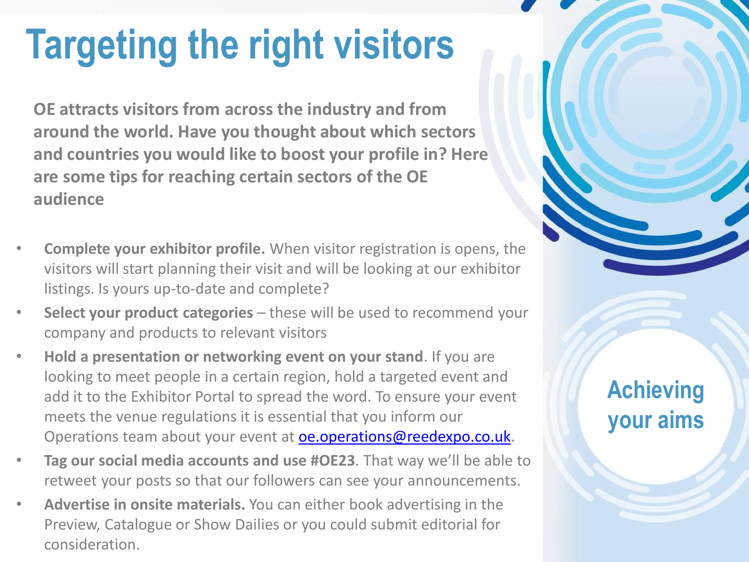# Targeting the right visitors

**OE attracts visitors from across the industry and from around the world. Have you thought about which sectors and countries you would like to boost your profile in? Here are some tips for reaching certain sectors of the OE audience**

- **Complete your exhibitor profile.** When visitor registration is opens, the visitors will start planning their visit and will be looking at our exhibitor listings. Is yours up-to-date and complete?
- **Select your product categories** – these will be used to recommend your company and products to relevant visitors
- **Hold a presentation or networking event on your stand**. If you are looking to meet people in a certain region, hold a targeted event and add it to the Exhibitor Portal to spread the word. To ensure your event meets the venue regulations it is essential that you inform our Operations team about your event at oe.operations@reedexpo.co.uk.
- **Tag our social media accounts and use #OE23**. That way we'll be able to retweet your posts so that our followers can see your announcements.
- **Advertise in onsite materials.** You can either book advertising in the Preview, Catalogue or Show Dailies or you could submit editorial for consideration.

## Achieving your aims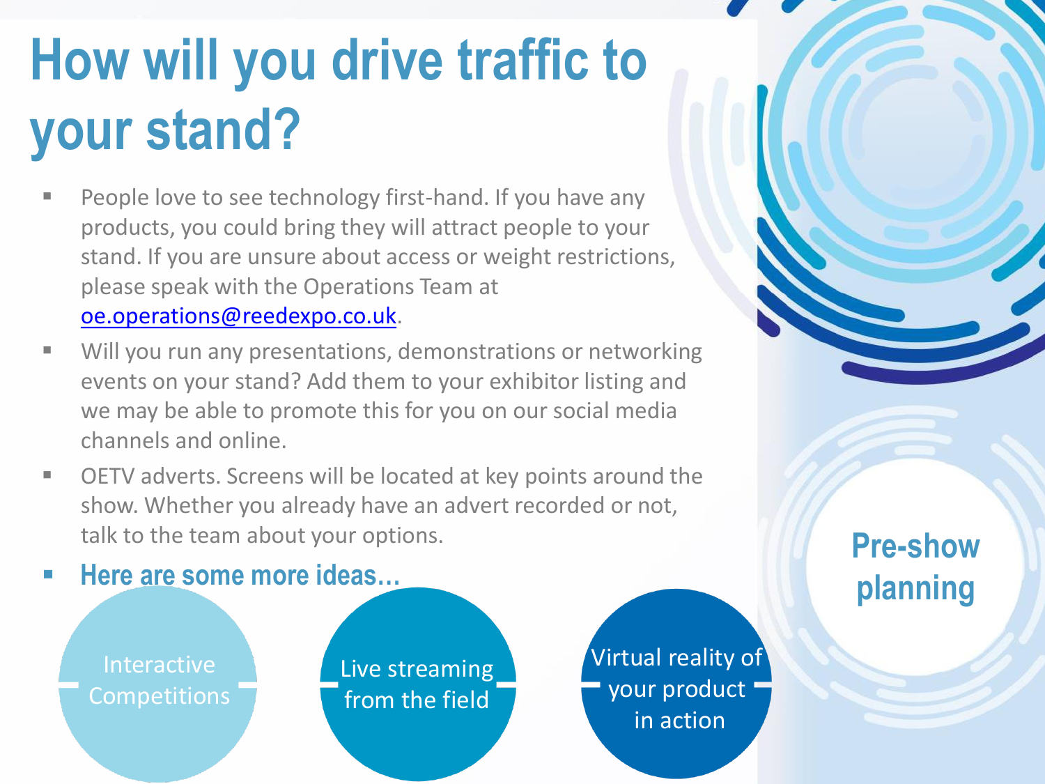# How will you drive traffic to your stand?

- People love to see technology first-hand. If you have any products, you could bring they will attract people to your stand. If you are unsure about access or weight restrictions, please speak with the Operations Team at [oe.operations@reedexpo.co.uk](mailto:oe.operations@reedexpo.co.uk).
- Will you run any presentations, demonstrations or networking events on your stand? Add them to your exhibitor listing and we may be able to promote this for you on our social media channels and online.
- OETV adverts. Screens will be located at key points around the show. Whether you already have an advert recorded or not, talk to the team about your options.
- **Here are some more ideas…**

Interactive Competitions

Live streaming from the field

Virtual reality of your product in action

## Pre-show planning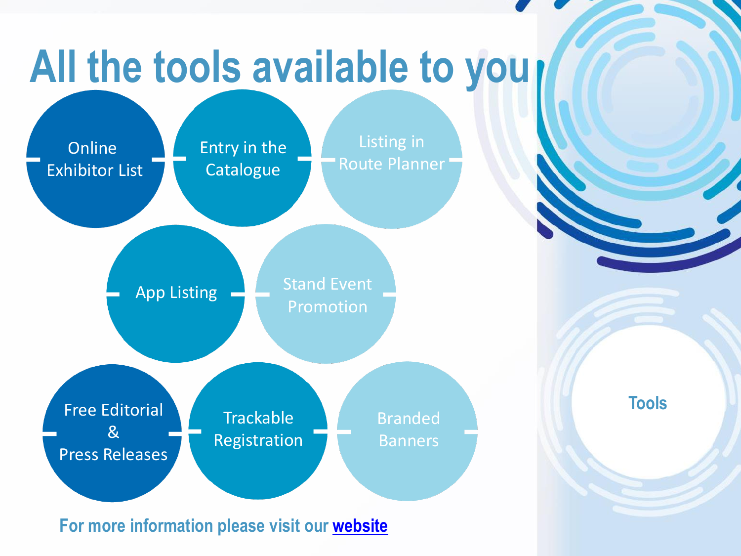# All the tools available to you

- Online Exhibitor List
- Entry in the Catalogue
- Listing in Route Planner
- App Listing
- Stand Event Promotion
- Free Editorial & Press Releases
- Trackable Registration
- Branded Banners

Tools

For more information please visit our website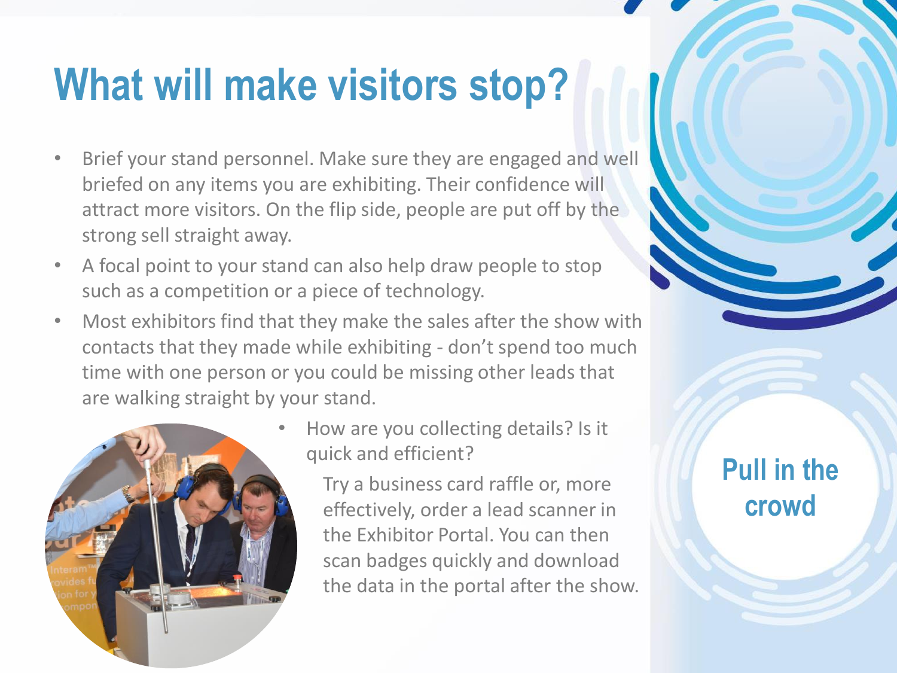# What will make visitors stop?

- Brief your stand personnel. Make sure they are engaged and well briefed on any items you are exhibiting. Their confidence will attract more visitors. On the flip side, people are put off by the strong sell straight away.
- A focal point to your stand can also help draw people to stop such as a competition or a piece of technology.
- Most exhibitors find that they make the sales after the show with contacts that they made while exhibiting - don't spend too much time with one person or you could be missing other leads that are walking straight by your stand.
- How are you collecting details? Is it quick and efficient?

  Try a business card raffle or, more effectively, order a lead scanner in the Exhibitor Portal. You can then scan badges quickly and download the data in the portal after the show.

**Pull in the crowd**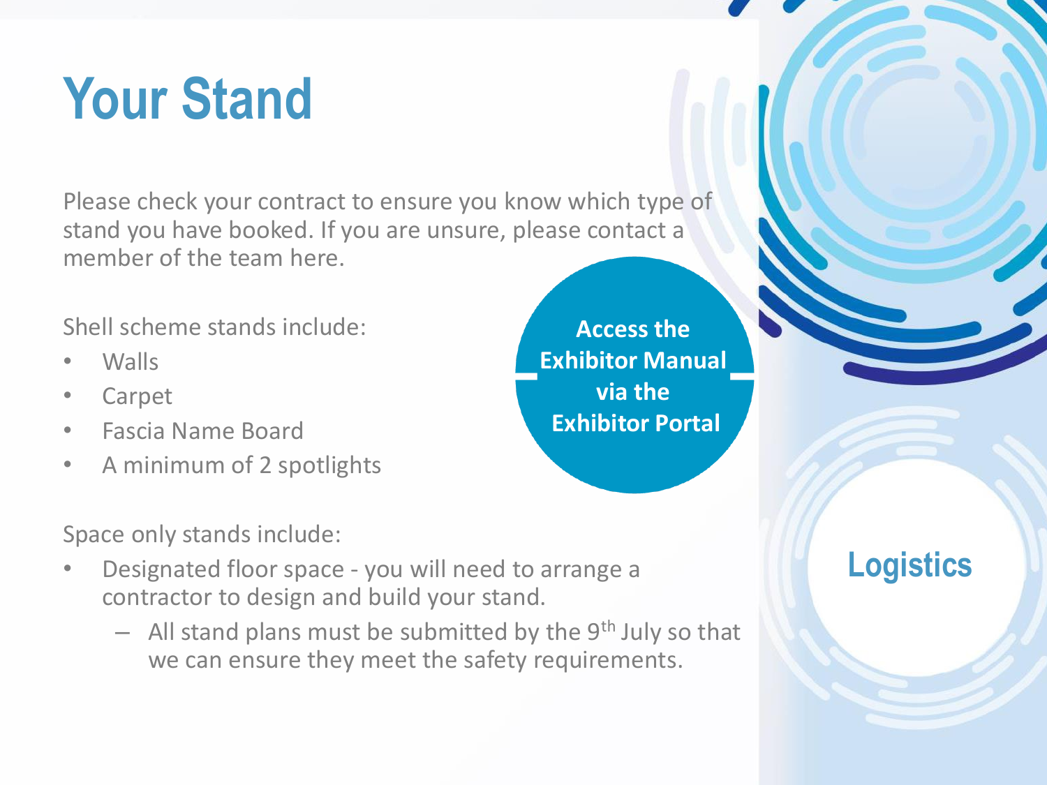# Your Stand

Please check your contract to ensure you know which type of stand you have booked. If you are unsure, please contact a member of the team here.

Shell scheme stands include:

- Walls
- Carpet
- Fascia Name Board
- A minimum of 2 spotlights

**Access the Exhibitor Manual via the Exhibitor Portal**

Space only stands include:

- Designated floor space - you will need to arrange a contractor to design and build your stand.
  - All stand plans must be submitted by the 9th July so that we can ensure they meet the safety requirements.

## Logistics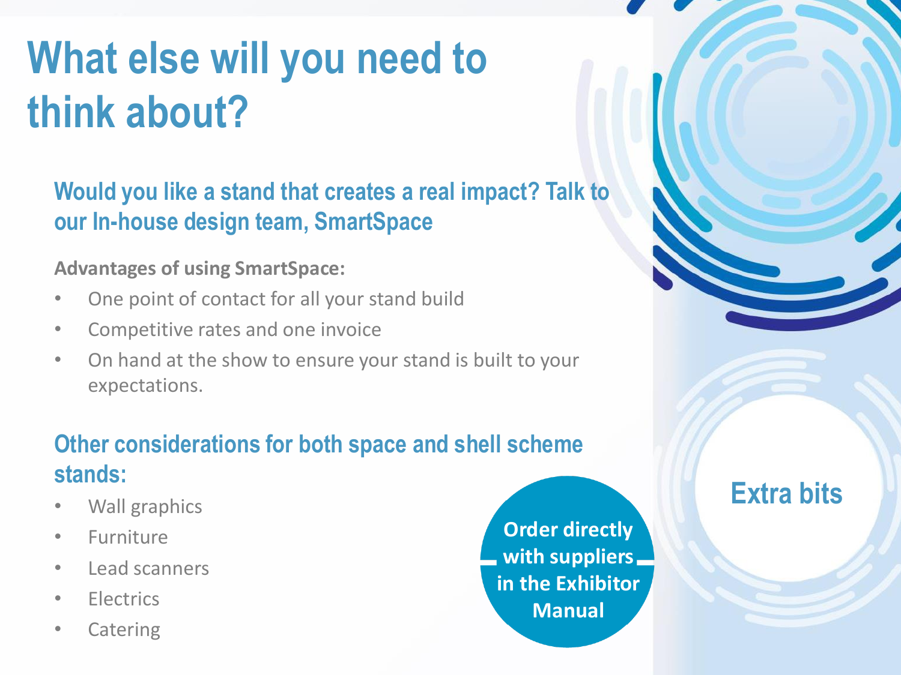# What else will you need to think about?

## Would you like a stand that creates a real impact? Talk to our In-house design team, SmartSpace

**Advantages of using SmartSpace:**

- One point of contact for all your stand build
- Competitive rates and one invoice
- On hand at the show to ensure your stand is built to your expectations.

## Other considerations for both space and shell scheme stands:

- Wall graphics
- Furniture
- Lead scanners
- Electrics
- Catering

**Order directly with suppliers in the Exhibitor Manual**

## Extra bits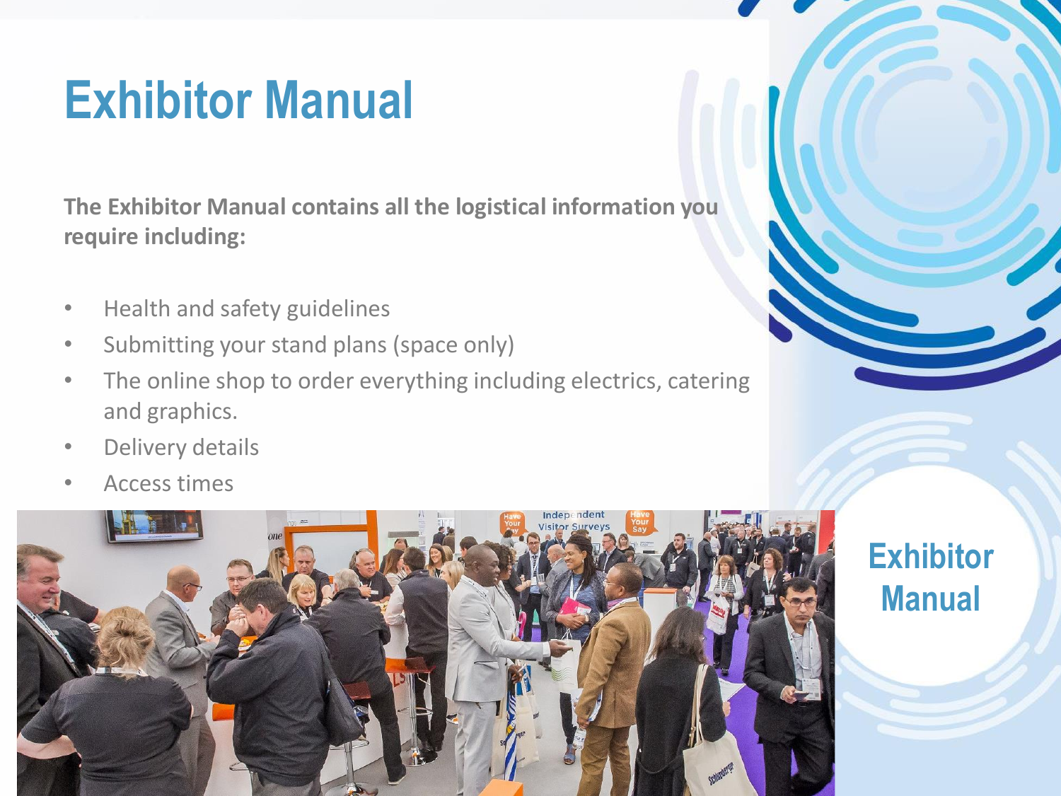# Exhibitor Manual

**The Exhibitor Manual contains all the logistical information you require including:**

- Health and safety guidelines
- Submitting your stand plans (space only)
- The online shop to order everything including electrics, catering and graphics.
- Delivery details
- Access times

Exhibitor Manual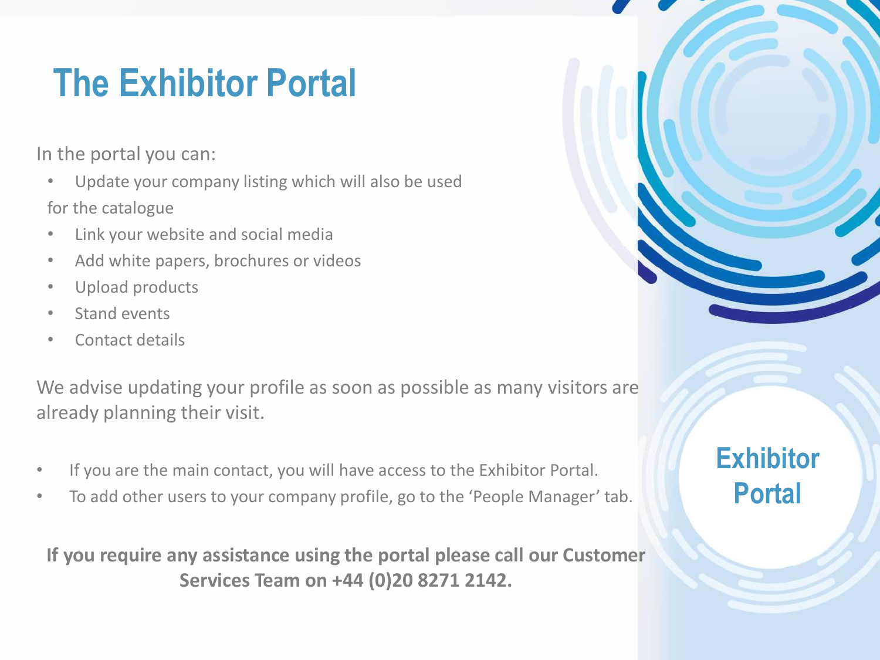# The Exhibitor Portal

In the portal you can:

- Update your company listing which will also be used for the catalogue
- Link your website and social media
- Add white papers, brochures or videos
- Upload products
- Stand events
- Contact details

We advise updating your profile as soon as possible as many visitors are already planning their visit.

- If you are the main contact, you will have access to the Exhibitor Portal.
- To add other users to your company profile, go to the 'People Manager' tab.

**If you require any assistance using the portal please call our Customer Services Team on +44 (0)20 8271 2142.**

Exhibitor Portal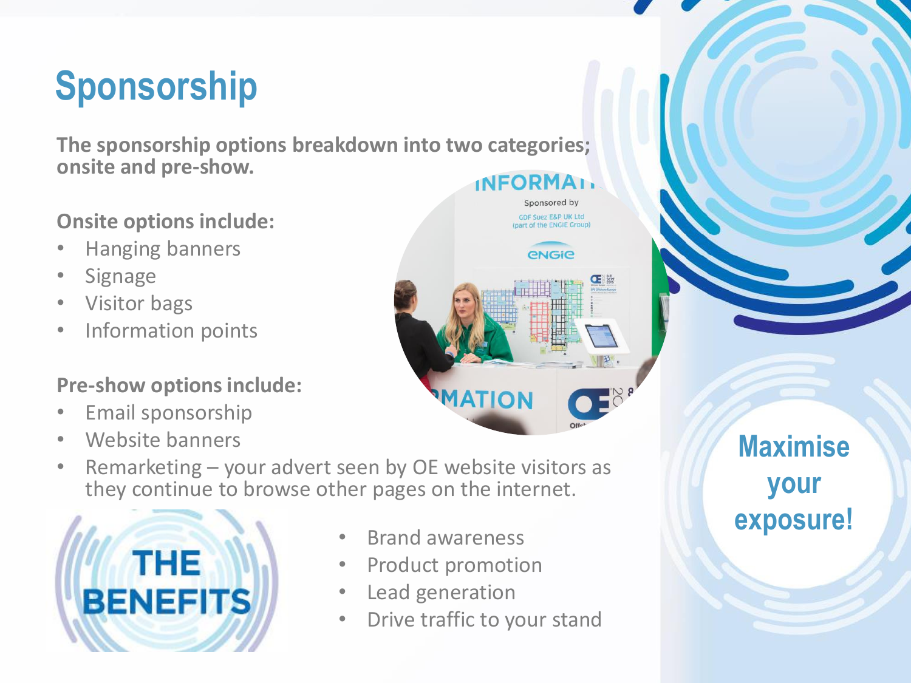# Sponsorship

**The sponsorship options breakdown into two categories; onsite and pre-show.**

**Onsite options include:**

- Hanging banners
- Signage
- Visitor bags
- Information points

**Pre-show options include:**

- Email sponsorship
- Website banners
- Remarketing – your advert seen by OE website visitors as they continue to browse other pages on the internet.

**THE BENEFITS**

- Brand awareness
- Product promotion
- Lead generation
- Drive traffic to your stand

**Maximise your exposure!**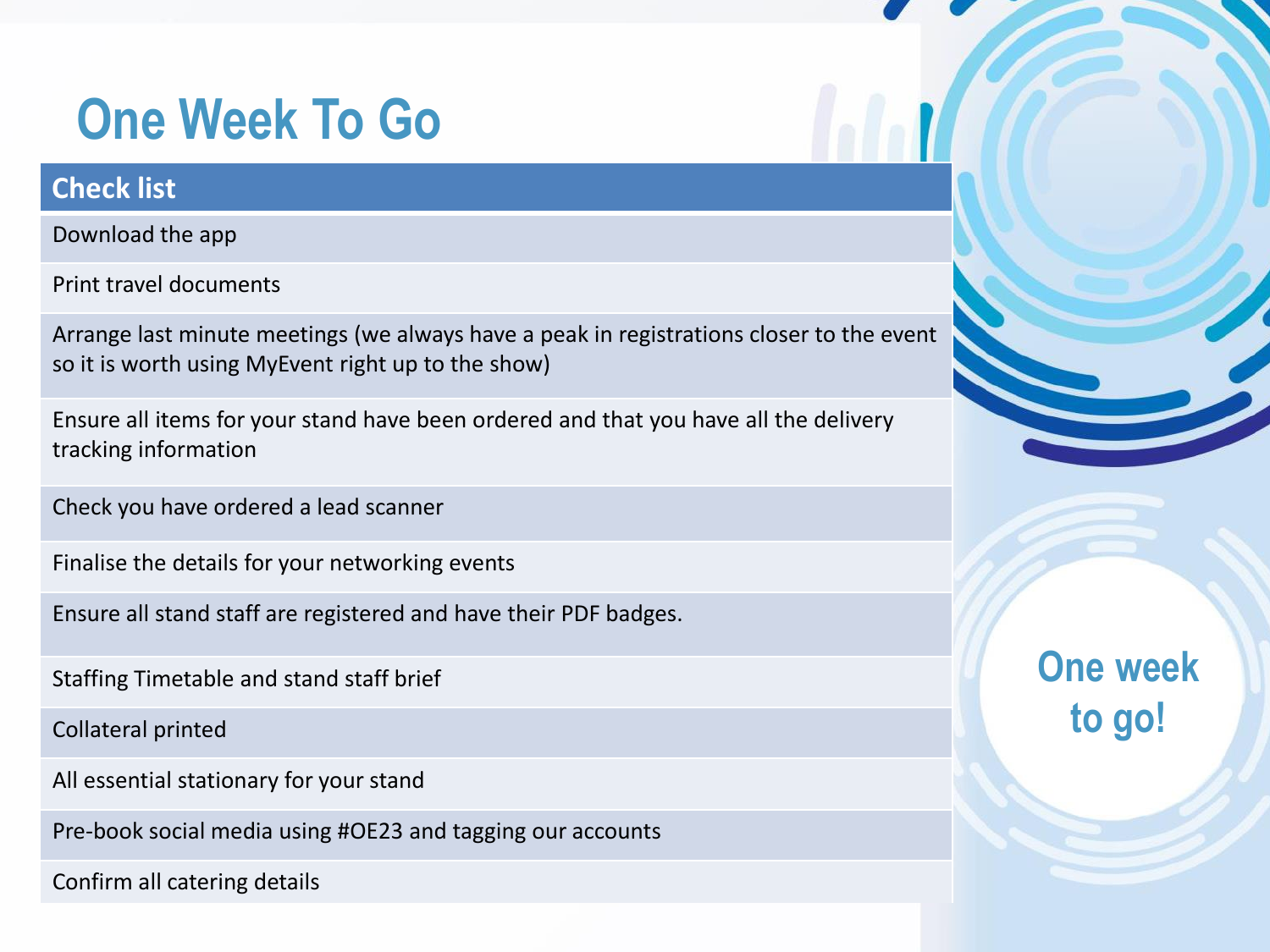# One Week To Go

| Check list |
| --- |
| Download the app |
| Print travel documents |
| Arrange last minute meetings (we always have a peak in registrations closer to the event so it is worth using MyEvent right up to the show) |
| Ensure all items for your stand have been ordered and that you have all the delivery tracking information |
| Check you have ordered a lead scanner |
| Finalise the details for your networking events |
| Ensure all stand staff are registered and have their PDF badges. |
| Staffing Timetable and stand staff brief |
| Collateral printed |
| All essential stationary for your stand |
| Pre-book social media using #OE23 and tagging our accounts |
| Confirm all catering details |

One week to go!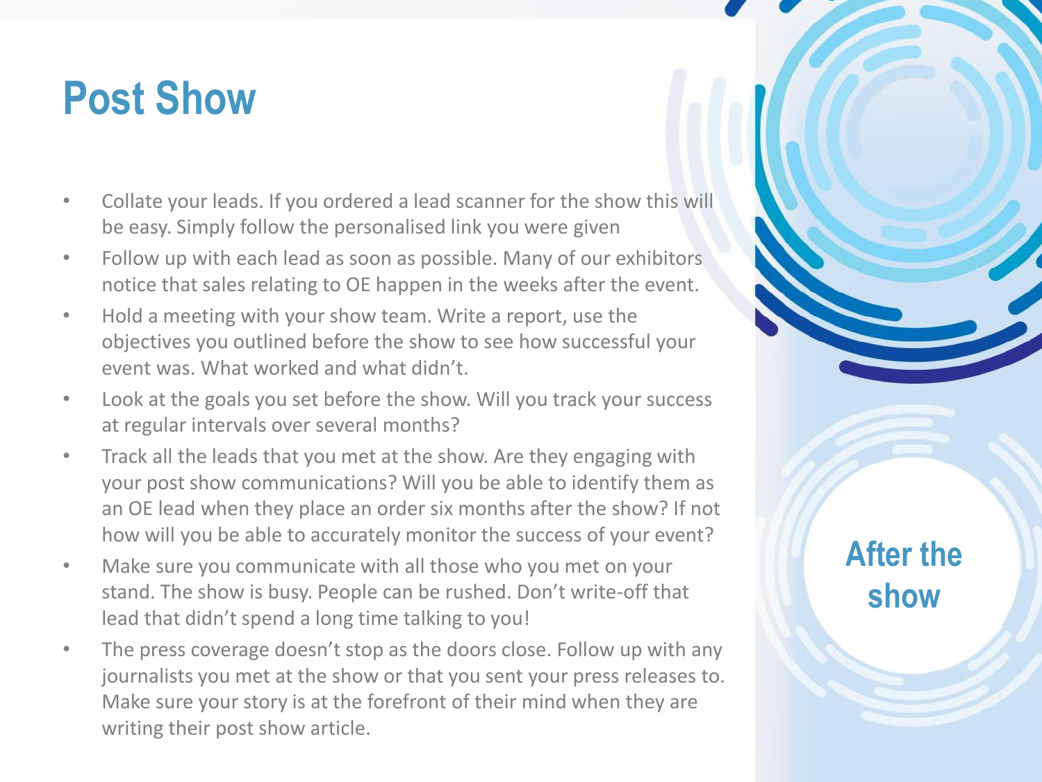# Post Show

- Collate your leads. If you ordered a lead scanner for the show this will be easy. Simply follow the personalised link you were given
- Follow up with each lead as soon as possible. Many of our exhibitors notice that sales relating to OE happen in the weeks after the event.
- Hold a meeting with your show team. Write a report, use the objectives you outlined before the show to see how successful your event was. What worked and what didn't.
- Look at the goals you set before the show. Will you track your success at regular intervals over several months?
- Track all the leads that you met at the show. Are they engaging with your post show communications? Will you be able to identify them as an OE lead when they place an order six months after the show? If not how will you be able to accurately monitor the success of your event?
- Make sure you communicate with all those who you met on your stand. The show is busy. People can be rushed. Don't write-off that lead that didn't spend a long time talking to you!
- The press coverage doesn't stop as the doors close. Follow up with any journalists you met at the show or that you sent your press releases to. Make sure your story is at the forefront of their mind when they are writing their post show article.

**After the show**